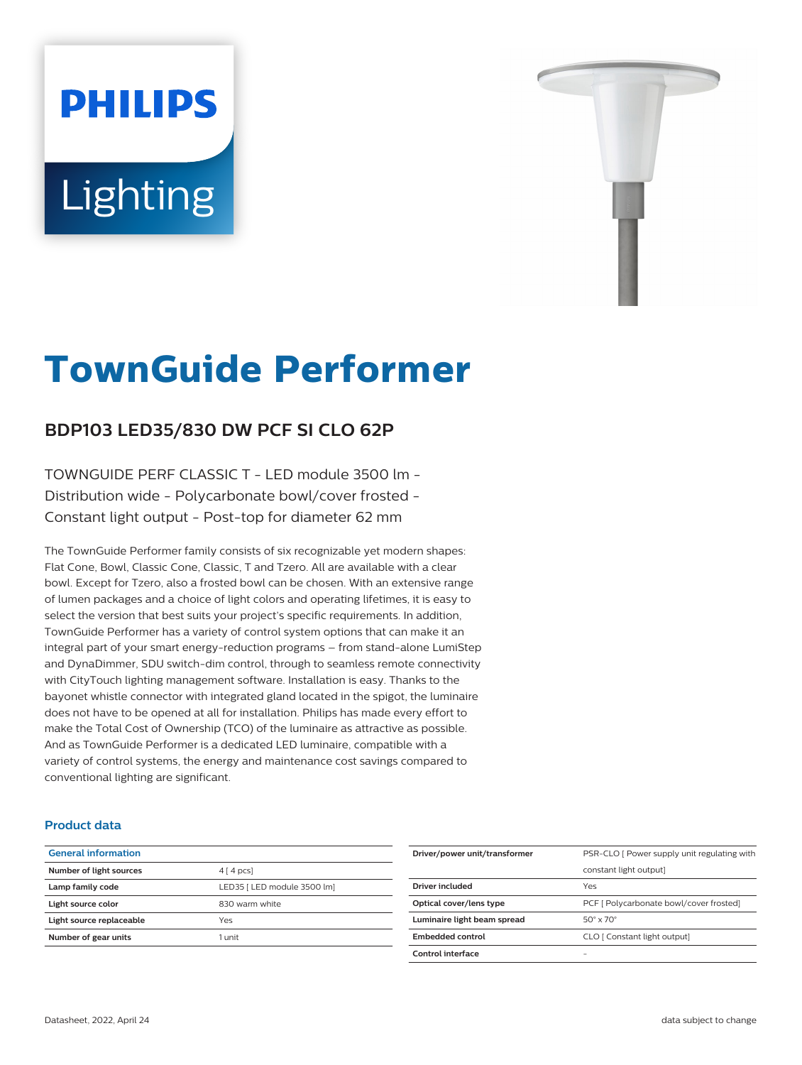# TownGuide Performer

## BDP103 LED35/830 DW PCF SI CLO 62P

TOWNGUIDE PERF CLASSIC T - LED module 3500 lm - Distribution wide - Polycarbonate bowl/cover frosted - Constant light output - Post-top for diameter 62 mm

The TownGuide Performer family consists of six recognizable yet modern shapes: Flat Cone, Bowl, Classic Cone, Classic, T and Tzero. All are available with a clear bowl. Except for Tzero, also a frosted bowl can be chosen. With an extensive range of lumen packages and a choice of light colors and operating lifetimes, it is easy to select the version that best suits your project's specific requirements. In addition, TownGuide Performer has a variety of control system options that can make it an integral part of your smart energy-reduction programs – from stand-alone LumiStep and DynaDimmer, SDU switch-dim control, through to seamless remote connectivity with CityTouch lighting management software. Installation is easy. Thanks to the bayonet whistle connector with integrated gland located in the spigot, the luminaire does not have to be opened at all for installation. Philips has made every effort to make the Total Cost of Ownership (TCO) of the luminaire as attractive as possible. And as TownGuide Performer is a dedicated LED luminaire, compatible with a variety of control systems, the energy and maintenance cost savings compared to conventional lighting are significant.

### Product data

| General information | |
|---|---|
| Number of light sources | 4 [ 4 pcs] |
| Lamp family code | LED35 [ LED module 3500 lm] |
| Light source color | 830 warm white |
| Light source replaceable | Yes |
| Number of gear units | 1 unit |

| | |
|---|---|
| Driver/power unit/transformer | PSR-CLO [ Power supply unit regulating with constant light output] |
| Driver included | Yes |
| Optical cover/lens type | PCF [ Polycarbonate bowl/cover frosted] |
| Luminaire light beam spread | 50° x 70° |
| Embedded control | CLO [ Constant light output] |
| Control interface | - |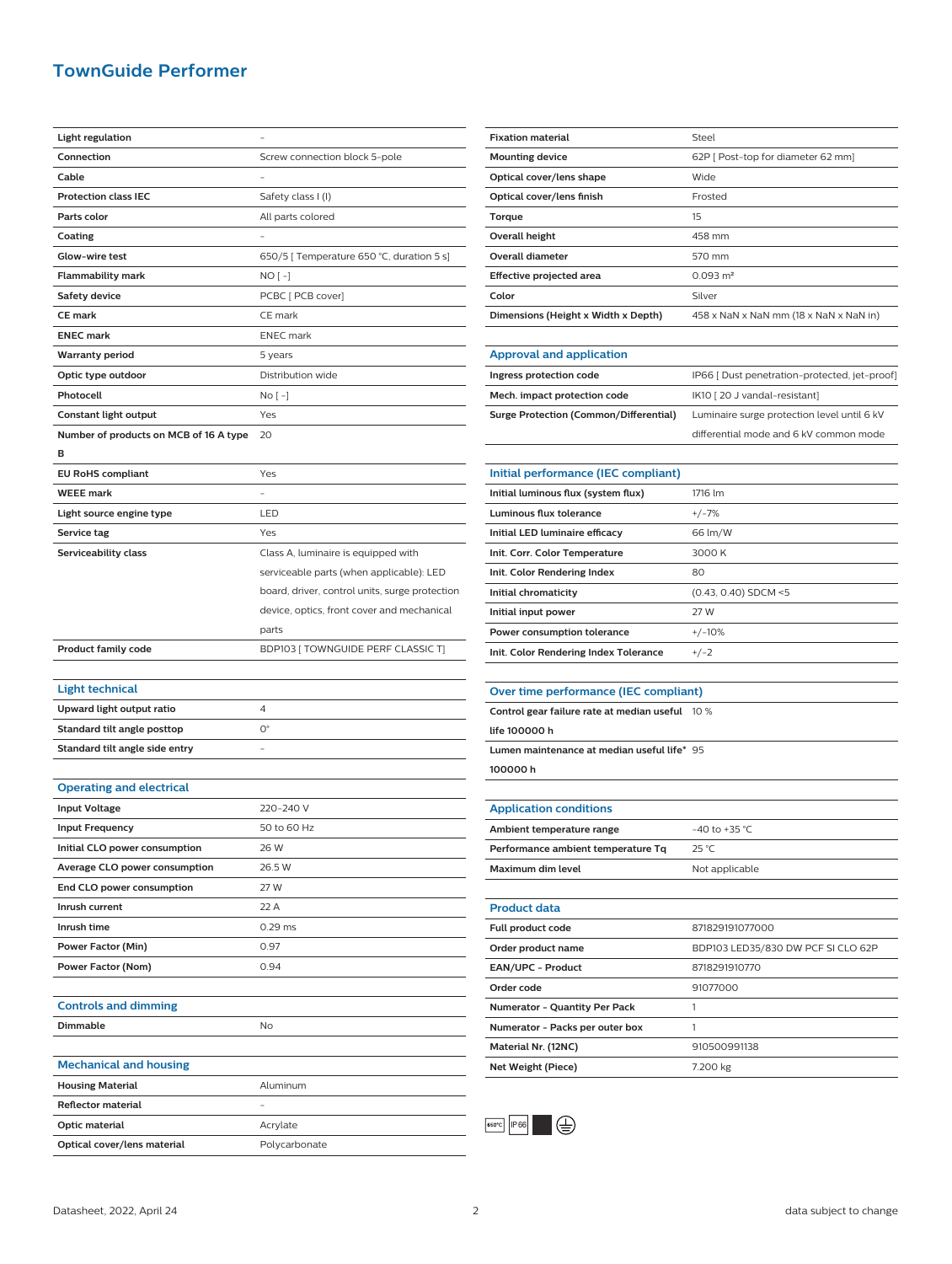# TownGuide Performer

| | |
|---|---|
| **Light regulation** | - |
| **Connection** | Screw connection block 5-pole |
| **Cable** | - |
| **Protection class IEC** | Safety class I (I) |
| **Parts color** | All parts colored |
| **Coating** | - |
| **Glow-wire test** | 650/5 [ Temperature 650 °C, duration 5 s] |
| **Flammability mark** | NO [ -] |
| **Safety device** | PCBC [ PCB cover] |
| **CE mark** | CE mark |
| **ENEC mark** | ENEC mark |
| **Warranty period** | 5 years |
| **Optic type outdoor** | Distribution wide |
| **Photocell** | No [ -] |
| **Constant light output** | Yes |
| **Number of products on MCB of 16 A type B** | 20 |
| **EU RoHS compliant** | Yes |
| **WEEE mark** | - |
| **Light source engine type** | LED |
| **Service tag** | Yes |
| **Serviceability class** | Class A, luminaire is equipped with serviceable parts (when applicable): LED board, driver, control units, surge protection device, optics, front cover and mechanical parts |
| **Product family code** | BDP103 [ TOWNGUIDE PERF CLASSIC T] |

## Light technical

| | |
|---|---|
| **Upward light output ratio** | 4 |
| **Standard tilt angle posttop** | 0° |
| **Standard tilt angle side entry** | - |

## Operating and electrical

| | |
|---|---|
| **Input Voltage** | 220-240 V |
| **Input Frequency** | 50 to 60 Hz |
| **Initial CLO power consumption** | 26 W |
| **Average CLO power consumption** | 26.5 W |
| **End CLO power consumption** | 27 W |
| **Inrush current** | 22 A |
| **Inrush time** | 0.29 ms |
| **Power Factor (Min)** | 0.97 |
| **Power Factor (Nom)** | 0.94 |

## Controls and dimming

| | |
|---|---|
| **Dimmable** | No |

## Mechanical and housing

| | |
|---|---|
| **Housing Material** | Aluminum |
| **Reflector material** | - |
| **Optic material** | Acrylate |
| **Optical cover/lens material** | Polycarbonate |
| **Fixation material** | Steel |
| **Mounting device** | 62P [ Post-top for diameter 62 mm] |
| **Optical cover/lens shape** | Wide |
| **Optical cover/lens finish** | Frosted |
| **Torque** | 15 |
| **Overall height** | 458 mm |
| **Overall diameter** | 570 mm |
| **Effective projected area** | 0.093 m² |
| **Color** | Silver |
| **Dimensions (Height x Width x Depth)** | 458 x NaN x NaN mm (18 x NaN x NaN in) |

## Approval and application

| | |
|---|---|
| **Ingress protection code** | IP66 [ Dust penetration-protected, jet-proof] |
| **Mech. impact protection code** | IK10 [ 20 J vandal-resistant] |
| **Surge Protection (Common/Differential)** | Luminaire surge protection level until 6 kV differential mode and 6 kV common mode |

## Initial performance (IEC compliant)

| | |
|---|---|
| **Initial luminous flux (system flux)** | 1716 lm |
| **Luminous flux tolerance** | +/-7% |
| **Initial LED luminaire efficacy** | 66 lm/W |
| **Init. Corr. Color Temperature** | 3000 K |
| **Init. Color Rendering Index** | 80 |
| **Initial chromaticity** | (0.43, 0.40) SDCM <5 |
| **Initial input power** | 27 W |
| **Power consumption tolerance** | +/-10% |
| **Init. Color Rendering Index Tolerance** | +/-2 |

## Over time performance (IEC compliant)

| | |
|---|---|
| **Control gear failure rate at median useful life 100000 h** | 10 % |
| **Lumen maintenance at median useful life* 100000 h** | 95 |

## Application conditions

| | |
|---|---|
| **Ambient temperature range** | -40 to +35 °C |
| **Performance ambient temperature Tq** | 25 °C |
| **Maximum dim level** | Not applicable |

## Product data

| | |
|---|---|
| **Full product code** | 871829191077000 |
| **Order product name** | BDP103 LED35/830 DW PCF SI CLO 62P |
| **EAN/UPC - Product** | 8718291910770 |
| **Order code** | 91077000 |
| **Numerator - Quantity Per Pack** | 1 |
| **Numerator - Packs per outer box** | 1 |
| **Material Nr. (12NC)** | 910500991138 |
| **Net Weight (Piece)** | 7.200 kg |

650°C IP66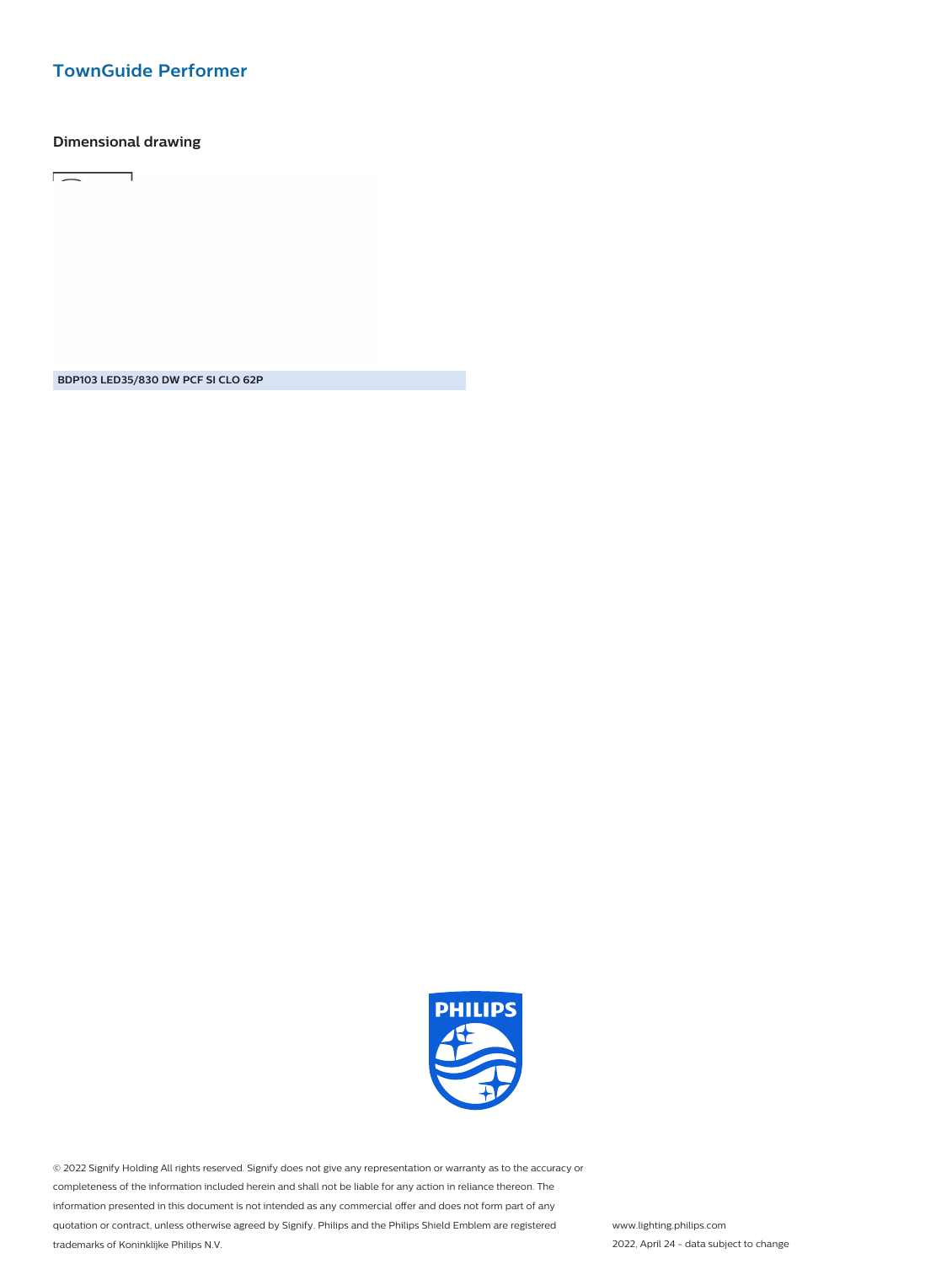## TownGuide Performer

### Dimensional drawing

**BDP103 LED35/830 DW PCF SI CLO 62P**

© 2022 Signify Holding All rights reserved. Signify does not give any representation or warranty as to the accuracy or completeness of the information included herein and shall not be liable for any action in reliance thereon. The information presented in this document is not intended as any commercial offer and does not form part of any quotation or contract, unless otherwise agreed by Signify. Philips and the Philips Shield Emblem are registered trademarks of Koninklijke Philips N.V.

www.lighting.philips.com

2022, April 24 - data subject to change